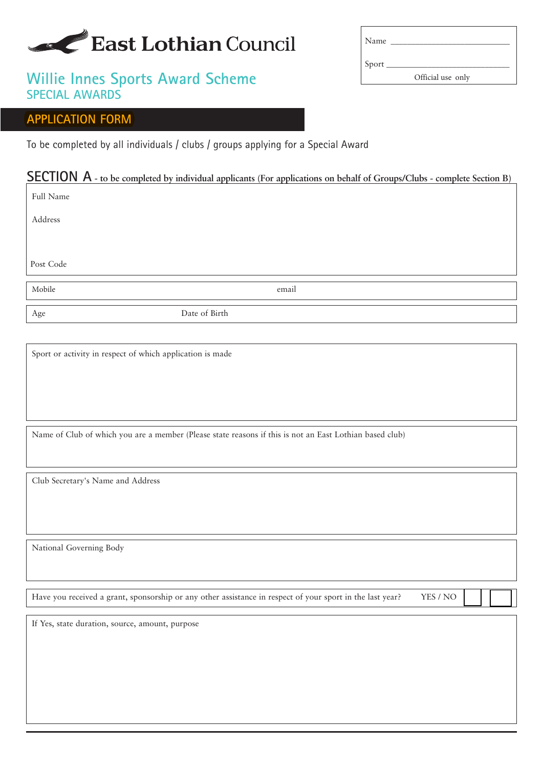East Lothian Council

| Name | |
|---|---|
| Sport | |
| Official use only | |

# Willie Innes Sports Award Scheme

## SPECIAL AWARDS

## APPLICATION FORM

To be completed by all individuals / clubs / groups applying for a Special Award

## SECTION A - to be completed by individual applicants (For applications on behalf of Groups/Clubs - complete Section B)

Full Name

Address

Post Code

Mobile

email

Age

Date of Birth

Sport or activity in respect of which application is made

Name of Club of which you are a member (Please state reasons if this is not an East Lothian based club)

Club Secretary's Name and Address

National Governing Body

Have you received a grant, sponsorship or any other assistance in respect of your sport in the last year? YES / NO

If Yes, state duration, source, amount, purpose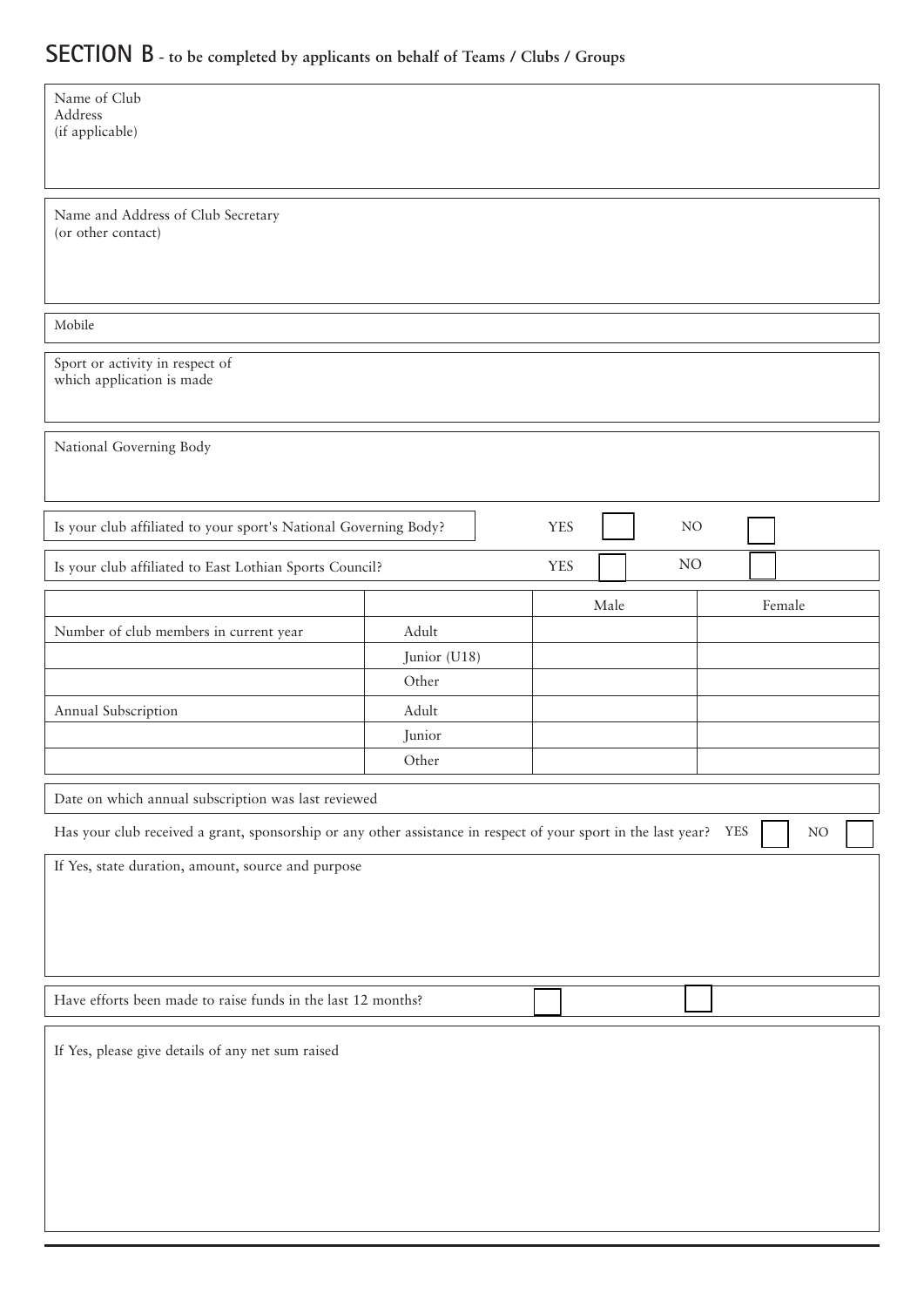## SECTION B - to be completed by applicants on behalf of Teams / Clubs / Groups

Name of Club
Address
(if applicable)

Name and Address of Club Secretary
(or other contact)

Mobile

Sport or activity in respect of which application is made

National Governing Body

Is your club affiliated to your sport's National Governing Body? YES ☐ NO ☐

Is your club affiliated to East Lothian Sports Council? YES ☐ NO ☐

| | | Male | Female |
|---|---|---|---|
| Number of club members in current year | Adult | | |
| | Junior (U18) | | |
| | Other | | |
| Annual Subscription | Adult | | |
| | Junior | | |
| | Other | | |

Date on which annual subscription was last reviewed

Has your club received a grant, sponsorship or any other assistance in respect of your sport in the last year? YES ☐ NO ☐

If Yes, state duration, amount, source and purpose

Have efforts been made to raise funds in the last 12 months? ☐ ☐

If Yes, please give details of any net sum raised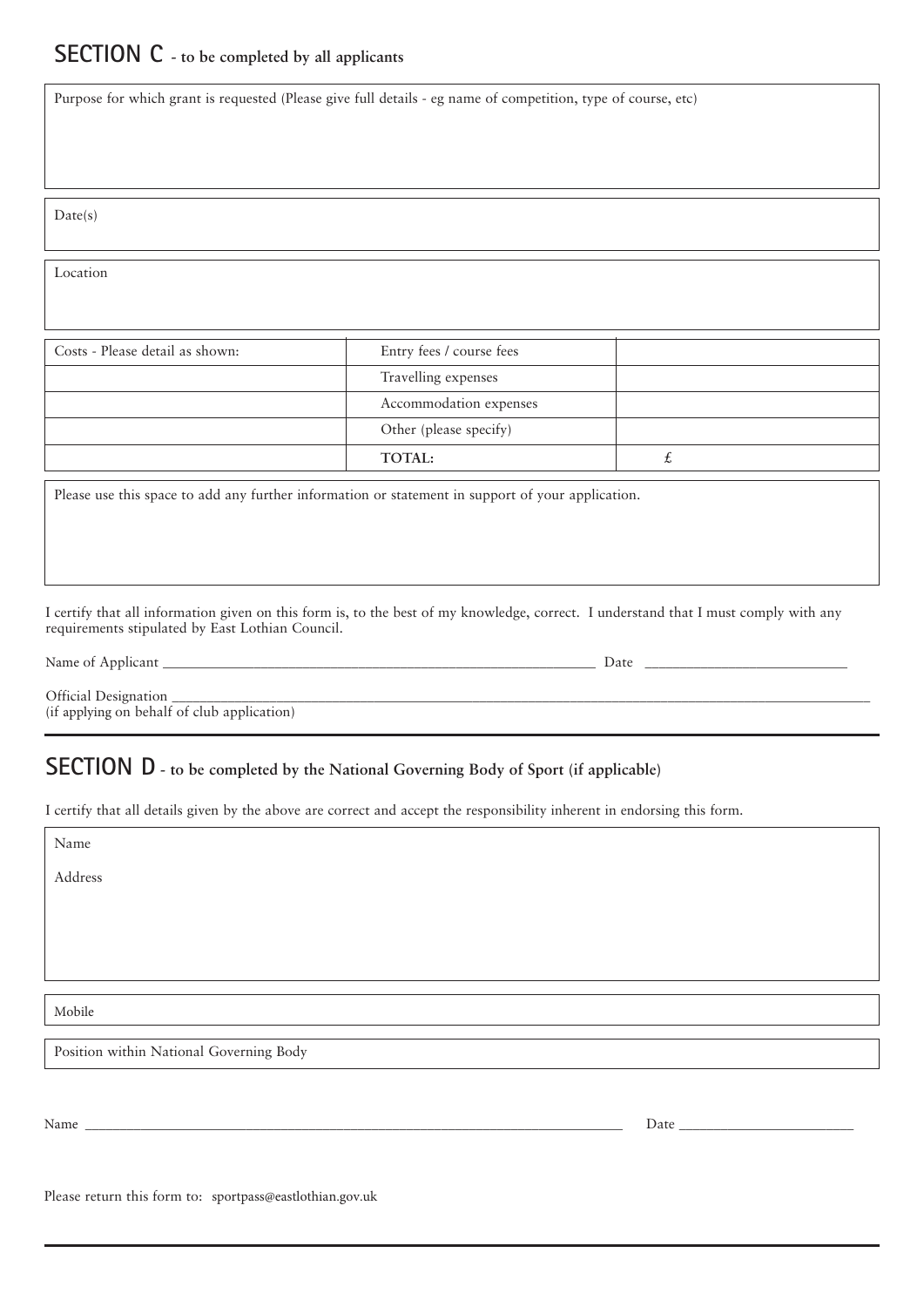## SECTION C - to be completed by all applicants

Purpose for which grant is requested (Please give full details - eg name of competition, type of course, etc)

Date(s)

Location

| | | |
|---|---|---|
| Costs - Please detail as shown: | Entry fees / course fees | |
| | Travelling expenses | |
| | Accommodation expenses | |
| | Other (please specify) | |
| | **TOTAL:** | £ |

Please use this space to add any further information or statement in support of your application.

I certify that all information given on this form is, to the best of my knowledge, correct. I understand that I must comply with any requirements stipulated by East Lothian Council.

Name of Applicant ______________________________ Date ______________

Official Designation ______________________________
(if applying on behalf of club application)

## SECTION D - to be completed by the National Governing Body of Sport (if applicable)

I certify that all details given by the above are correct and accept the responsibility inherent in endorsing this form.

Name

Address

Mobile

Position within National Governing Body

Name ______________________________ Date ______________

Please return this form to: sportpass@eastlothian.gov.uk